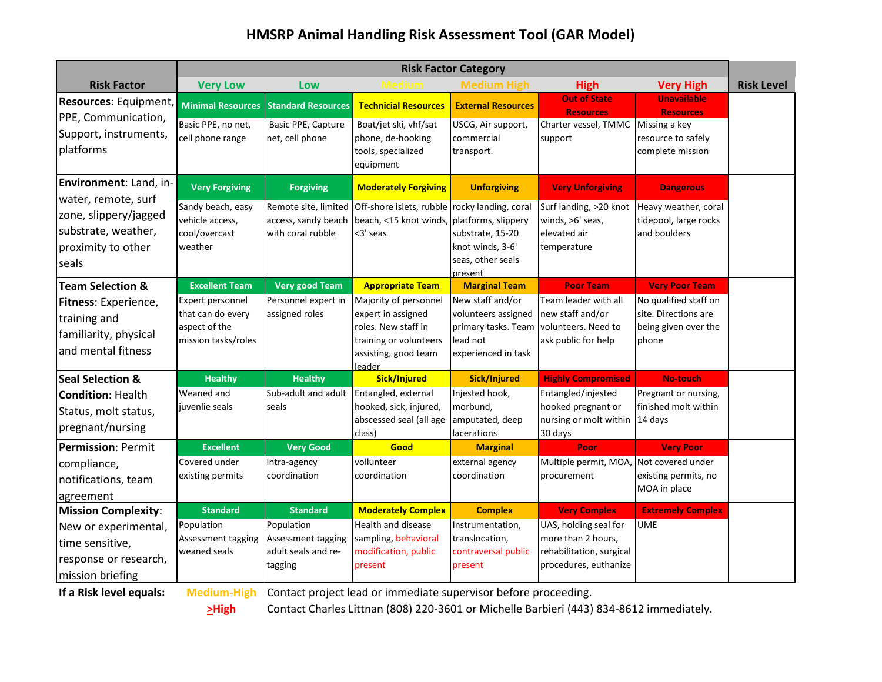# HMSRP Animal Handling Risk Assessment Tool (GAR Model)

| Risk Factor | Risk Factor Category | | | | | | Risk Level |
|---|---|---|---|---|---|---|---|
| | Very Low | Low | Medium | Medium High | High | Very High | |
| **Resources**: Equipment, PPE, Communication, Support, instruments, platforms | **Minimal Resources** Basic PPE, no net, cell phone range | **Standard Resources** Basic PPE, Capture net, cell phone | **Technicial Resources** Boat/jet ski, vhf/sat phone, de-hooking tools, specialized equipment | **External Resources** USCG, Air support, commercial transport. | **Out of State Resources** Charter vessel, TMMC support | **Unavailable Resources** Missing a key resource to safely complete mission | |
| **Environment**: Land, in-water, remote, surf zone, slippery/jagged substrate, weather, proximity to other seals | **Very Forgiving** Sandy beach, easy vehicle access, cool/overcast weather | **Forgiving** Remote site, limited access, sandy beach with coral rubble | **Moderately Forgiving** Off-shore islets, rubble beach, <15 knot winds, <3' seas | **Unforgiving** rocky landing, coral platforms, slippery substrate, 15-20 knot winds, 3-6' seas, other seals present | **Very Unforgiving** Surf landing, >20 knot winds, >6' seas, elevated air temperature | **Dangerous** Heavy weather, coral tidepool, large rocks and boulders | |
| **Team Selection & Fitness**: Experience, training and familiarity, physical and mental fitness | **Excellent Team** Expert personnel that can do every aspect of the mission tasks/roles | **Very good Team** Personnel expert in assigned roles | **Appropriate Team** Majority of personnel expert in assigned roles. New staff in training or volunteers assisting, good team leader | **Marginal Team** New staff and/or volunteers assigned primary tasks. Team lead not experienced in task | **Poor Team** Team leader with all new staff and/or volunteers. Need to ask public for help | **Very Poor Team** No qualified staff on site. Directions are being given over the phone | |
| **Seal Selection & Condition**: Health Status, molt status, pregnant/nursing | **Healthy** Weaned and juvenlie seals | **Healthy** Sub-adult and adult seals | **Sick/Injured** Entangled, external hooked, sick, injured, abscessed seal (all age class) | **Sick/Injured** Injested hook, morbund, amputated, deep lacerations | **Highly Compromised** Entangled/injested hooked pregnant or nursing or molt within 30 days | **No-touch** Pregnant or nursing, finished molt within 14 days | |
| **Permission**: Permit compliance, notifications, team agreement | **Excellent** Covered under existing permits | **Very Good** intra-agency coordination | **Good** vollunteer coordination | **Marginal** external agency coordination | **Poor** Multiple permit, MOA, procurement | **Very Poor** Not covered under existing permits, no MOA in place | |
| **Mission Complexity**: New or experimental, time sensitive, response or research, mission briefing | **Standard** Population Assessment tagging weaned seals | **Standard** Population Assessment tagging adult seals and re-tagging | **Moderately Complex** Health and disease sampling, behavioral modification, public present | **Complex** Instrumentation, translocation, contraversal public present | **Very Complex** UAS, holding seal for more than 2 hours, rehabilitation, surgical procedures, euthanize | **Extremely Complex** UME | |

**If a Risk level equals:**

- **Medium-High**: Contact project lead or immediate supervisor before proceeding.
- **≥High**: Contact Charles Littnan (808) 220-3601 or Michelle Barbieri (443) 834-8612 immediately.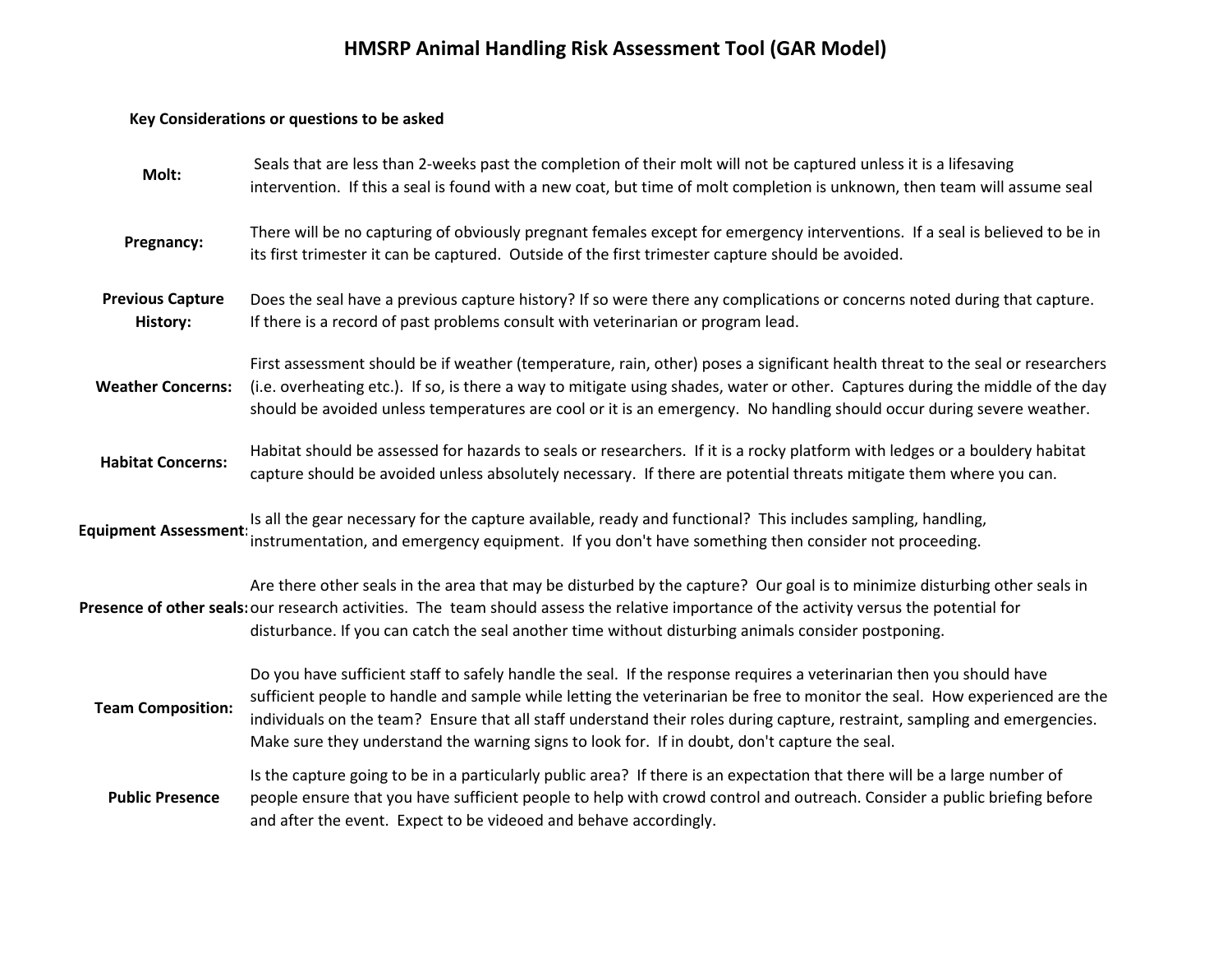# HMSRP Animal Handling Risk Assessment Tool (GAR Model)

**Key Considerations or questions to be asked**

| | |
|---|---|
| **Molt:** | Seals that are less than 2-weeks past the completion of their molt will not be captured unless it is a lifesaving intervention. If this a seal is found with a new coat, but time of molt completion is unknown, then team will assume seal |
| **Pregnancy:** | There will be no capturing of obviously pregnant females except for emergency interventions. If a seal is believed to be in its first trimester it can be captured. Outside of the first trimester capture should be avoided. |
| **Previous Capture History:** | Does the seal have a previous capture history? If so were there any complications or concerns noted during that capture. If there is a record of past problems consult with veterinarian or program lead. |
| **Weather Concerns:** | First assessment should be if weather (temperature, rain, other) poses a significant health threat to the seal or researchers (i.e. overheating etc.). If so, is there a way to mitigate using shades, water or other. Captures during the middle of the day should be avoided unless temperatures are cool or it is an emergency. No handling should occur during severe weather. |
| **Habitat Concerns:** | Habitat should be assessed for hazards to seals or researchers. If it is a rocky platform with ledges or a bouldery habitat capture should be avoided unless absolutely necessary. If there are potential threats mitigate them where you can. |
| **Equipment Assessment:** | Is all the gear necessary for the capture available, ready and functional? This includes sampling, handling, instrumentation, and emergency equipment. If you don't have something then consider not proceeding. |
| **Presence of other seals:** | Are there other seals in the area that may be disturbed by the capture? Our goal is to minimize disturbing other seals in our research activities. The team should assess the relative importance of the activity versus the potential for disturbance. If you can catch the seal another time without disturbing animals consider postponing. |
| **Team Composition:** | Do you have sufficient staff to safely handle the seal. If the response requires a veterinarian then you should have sufficient people to handle and sample while letting the veterinarian be free to monitor the seal. How experienced are the individuals on the team? Ensure that all staff understand their roles during capture, restraint, sampling and emergencies. Make sure they understand the warning signs to look for. If in doubt, don't capture the seal. |
| **Public Presence** | Is the capture going to be in a particularly public area? If there is an expectation that there will be a large number of people ensure that you have sufficient people to help with crowd control and outreach. Consider a public briefing before and after the event. Expect to be videoed and behave accordingly. |